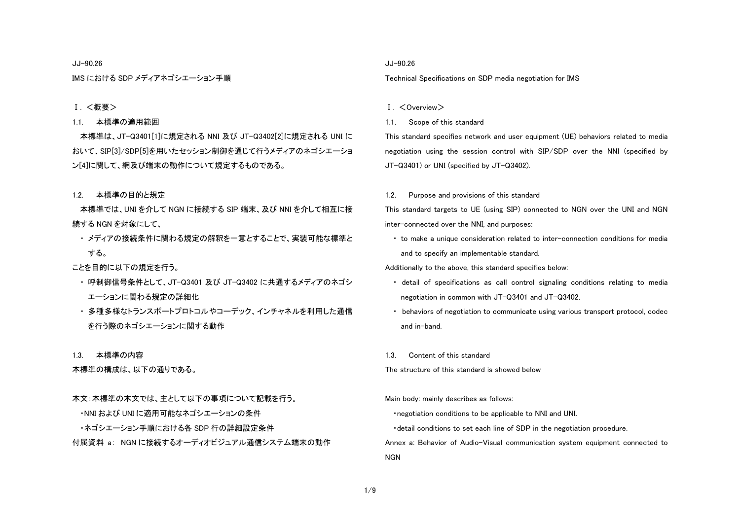JJ-90.26

# IMS における SDP メディアネゴシエーション手順

## Ⅰ. ＜概要＞

### 1.1.　本標準の適用範囲

本標準は、JT-Q3401[1]に規定される NNI 及び JT-Q3402[2]に規定される UNI において、SIP[3]/SDP[5]を用いたセッション制御を通じて行うメディアのネゴシエーション[4]に関して、網及び端末の動作について規定するものである。

### 1.2.　本標準の目的と規定

本標準では、UNI を介して NGN に接続する SIP 端末、及び NNI を介して相互に接続する NGN を対象にして、

- メディアの接続条件に関わる規定の解釈を一意とすることで、実装可能な標準とする。

ことを目的に以下の規定を行う。

- 呼制御信号条件として、JT-Q3401 及び JT-Q3402 に共通するメディアのネゴシエーションに関わる規定の詳細化
- 多種多様なトランスポートプロトコルやコーデック、インチャネルを利用した通信を行う際のネゴシエーションに関する動作

### 1.3.　本標準の内容

本標準の構成は、以下の通りである。

本文：本標準の本文では、主として以下の事項について記載を行う。

- ・NNI および UNI に適用可能なネゴシエーションの条件
- ・ネゴシエーション手順における各 SDP 行の詳細設定条件

付属資料　a:　NGN に接続するオーディオビジュアル通信システム端末の動作

JJ-90.26

# Technical Specifications on SDP media negotiation for IMS

## Ⅰ. ＜Overview＞

### 1.1.　Scope of this standard

This standard specifies network and user equipment (UE) behaviors related to media negotiation using the session control with SIP/SDP over the NNI (specified by JT-Q3401) or UNI (specified by JT-Q3402).

### 1.2.　Purpose and provisions of this standard

This standard targets to UE (using SIP) connected to NGN over the UNI and NGN inter-connected over the NNI, and purposes:

- to make a unique consideration related to inter-connection conditions for media and to specify an implementable standard.

Additionally to the above, this standard specifies below:

- detail of specifications as call control signaling conditions relating to media negotiation in common with JT-Q3401 and JT-Q3402.
- behaviors of negotiation to communicate using various transport protocol, codec and in-band.

### 1.3.　Content of this standard

The structure of this standard is showed below

Main body: mainly describes as follows:

- ・negotiation conditions to be applicable to NNI and UNI.
- ・detail conditions to set each line of SDP in the negotiation procedure.

Annex a: Behavior of Audio-Visual communication system equipment connected to NGN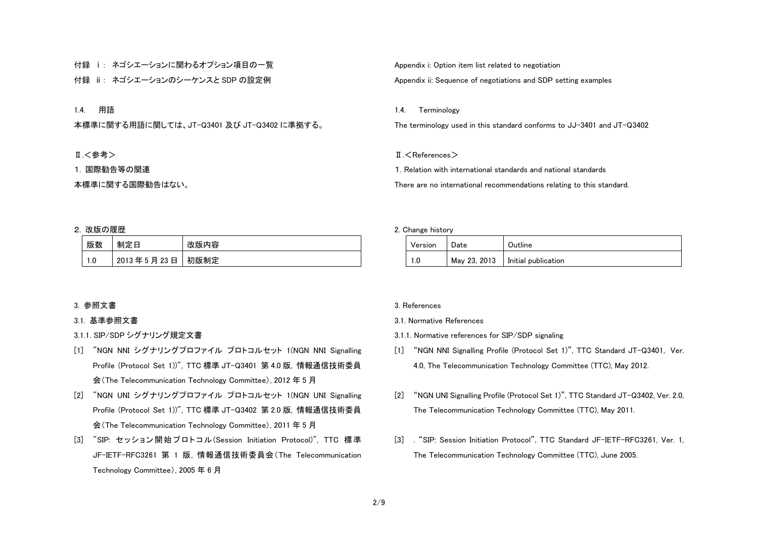付録　i：　ネゴシエーションに関わるオプション項目の一覧

付録　ii：　ネゴシエーションのシーケンスと SDP の設定例

1.4.　用語

本標準に関する用語に関しては、JT-Q3401 及び JT-Q3402 に準拠する。

Ⅱ.＜参考＞

1. 国際勧告等の関連

本標準に関する国際勧告はない。

2. 改版の履歴

| 版数 | 制定日 | 改版内容 |
|---|---|---|
| 1.0 | 2013 年 5 月 23 日 | 初版制定 |

3. 参照文書

3.1. 基準参照文書

3.1.1. SIP/SDP シグナリング規定文書

[1] ″NGN NNI シグナリングプロファイル プロトコルセット 1(NGN NNI Signalling Profile (Protocol Set 1))″, TTC 標準 JT-Q3401 第 4.0 版, 情報通信技術委員会(The Telecommunication Technology Committee), 2012 年 5 月

[2] ″NGN UNI シグナリングプロファイル プロトコルセット 1(NGN UNI Signalling Profile (Protocol Set 1))″, TTC 標準 JT-Q3402 第 2.0 版, 情報通信技術委員会(The Telecommunication Technology Committee), 2011 年 5 月

[3] ″SIP: セッション開始プロトコル(Session Initiation Protocol)″, TTC 標準 JF-IETF-RFC3261 第 1 版, 情報通信技術委員会(The Telecommunication Technology Committee), 2005 年 6 月

Appendix i: Option item list related to negotiation

Appendix ii: Sequence of negotiations and SDP setting examples

1.4.　Terminology

The terminology used in this standard conforms to JJ-3401 and JT-Q3402

Ⅱ.＜References＞

1. Relation with international standards and national standards

There are no international recommendations relating to this standard.

2. Change history

| Version | Date | Outline |
|---|---|---|
| 1.0 | May 23, 2013 | Initial publication |

3. References

3.1. Normative References

3.1.1. Normative references for SIP/SDP signaling

[1] "NGN NNI Signalling Profile (Protocol Set 1)", TTC Standard JT-Q3401, Ver. 4.0, The Telecommunication Technology Committee (TTC), May 2012.

[2] "NGN UNI Signalling Profile (Protocol Set 1)", TTC Standard JT-Q3402, Ver. 2.0, The Telecommunication Technology Committee (TTC), May 2011.

[3] ."SIP: Session Initiation Protocol", TTC Standard JF-IETF-RFC3261, Ver. 1, The Telecommunication Technology Committee (TTC), June 2005.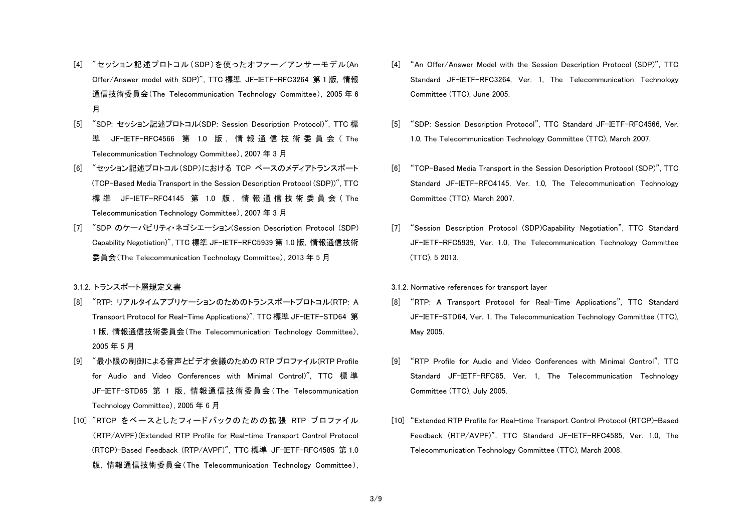[4] ″セッション記述プロトコル（SDP）を使ったオファー／アンサーモデル(An Offer/Answer model with SDP)″, TTC 標準 JF-IETF-RFC3264 第 1 版, 情報通信技術委員会(The Telecommunication Technology Committee), 2005 年 6 月

[5] ″SDP: セッション記述プロトコル(SDP: Session Description Protocol)″, TTC 標準 JF-IETF-RFC4566 第 1.0 版, 情報通信技術委員会(The Telecommunication Technology Committee), 2007 年 3 月

[6] ″セッション記述プロトコル(SDP)における TCP ベースのメディアトランスポート(TCP-Based Media Transport in the Session Description Protocol (SDP))″, TTC 標準 JF-IETF-RFC4145 第 1.0 版, 情報通信技術委員会(The Telecommunication Technology Committee), 2007 年 3 月

[7] ″SDP のケーパビリティ・ネゴシエーション(Session Description Protocol (SDP) Capability Negotiation)″, TTC 標準 JF-IETF-RFC5939 第 1.0 版, 情報通信技術委員会(The Telecommunication Technology Committee), 2013 年 5 月

3.1.2. トランスポート層規定文書

[8] ″RTP: リアルタイムアプリケーションのためのトランスポートプロトコル(RTP: A Transport Protocol for Real-Time Applications)″, TTC 標準 JF-IETF-STD64 第 1 版, 情報通信技術委員会(The Telecommunication Technology Committee), 2005 年 5 月

[9] ″最小限の制御による音声とビデオ会議のための RTP プロファイル(RTP Profile for Audio and Video Conferences with Minimal Control)″, TTC 標準 JF-IETF-STD65 第 1 版, 情報通信技術委員会(The Telecommunication Technology Committee), 2005 年 6 月

[10] ″RTCP をベースとしたフィードバックのための拡張 RTP プロファイル(RTP/AVPF)(Extended RTP Profile for Real-time Transport Control Protocol (RTCP)-Based Feedback (RTP/AVPF)″, TTC 標準 JF-IETF-RFC4585 第 1.0 版, 情報通信技術委員会(The Telecommunication Technology Committee),

[4] “An Offer/Answer Model with the Session Description Protocol (SDP)”, TTC Standard JF-IETF-RFC3264, Ver. 1, The Telecommunication Technology Committee (TTC), June 2005.

[5] “SDP: Session Description Protocol”, TTC Standard JF-IETF-RFC4566, Ver. 1.0, The Telecommunication Technology Committee (TTC), March 2007.

[6] “TCP-Based Media Transport in the Session Description Protocol (SDP)”, TTC Standard JF-IETF-RFC4145, Ver. 1.0, The Telecommunication Technology Committee (TTC), March 2007.

[7] “Session Description Protocol (SDP)Capability Negotiation”, TTC Standard JF-IETF-RFC5939, Ver. 1.0, The Telecommunication Technology Committee (TTC), 5 2013.

3.1.2. Normative references for transport layer

[8] “RTP: A Transport Protocol for Real-Time Applications”, TTC Standard JF-IETF-STD64, Ver. 1, The Telecommunication Technology Committee (TTC), May 2005.

[9] “RTP Profile for Audio and Video Conferences with Minimal Control”, TTC Standard JF-IETF-RFC65, Ver. 1, The Telecommunication Technology Committee (TTC), July 2005.

[10] “Extended RTP Profile for Real-time Transport Control Protocol (RTCP)-Based Feedback (RTP/AVPF)”, TTC Standard JF-IETF-RFC4585, Ver. 1.0, The Telecommunication Technology Committee (TTC), March 2008.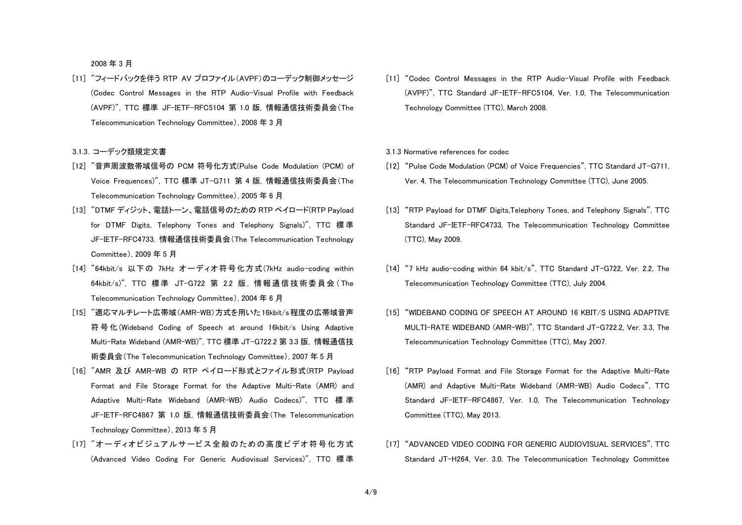2008 年 3 月

[11] ″フィードバックを伴う RTP AV プロファイル(AVPF)のコーデック制御メッセージ(Codec Control Messages in the RTP Audio-Visual Profile with Feedback (AVPF)″, TTC 標準 JF-IETF-RFC5104 第 1.0 版, 情報通信技術委員会(The Telecommunication Technology Committee), 2008 年 3 月

3.1.3. コーデック類規定文書

[12] ″音声周波数帯域信号の PCM 符号化方式(Pulse Code Modulation (PCM) of Voice Frequences)″, TTC 標準 JT-G711 第 4 版, 情報通信技術委員会(The Telecommunication Technology Committee), 2005 年 6 月

[13] ″DTMF ディジット、電話トーン、電話信号のための RTP ペイロード(RTP Payload for DTMF Digits, Telephony Tones and Telephony Signals)″, TTC 標準 JF-IETF-RFC4733, 情報通信技術委員会(The Telecommunication Technology Committee), 2009 年 5 月

[14] ″64kbit/s 以下の 7kHz オーディオ符号化方式(7kHz audio-coding within 64kbit/s)″, TTC 標準 JT-G722 第 2.2 版, 情報通信技術委員会(The Telecommunication Technology Committee), 2004 年 6 月

[15] ″適応マルチレート広帯域(AMR-WB)方式を用いた16kbit/s程度の広帯域音声符号化(Wideband Coding of Speech at around 16kbit/s Using Adaptive Multi-Rate Wideband (AMR-WB)″, TTC 標準 JT-G722.2 第 3.3 版, 情報通信技術委員会(The Telecommunication Technology Committee), 2007 年 5 月

[16] ″AMR 及び AMR-WB の RTP ペイロード形式とファイル形式(RTP Payload Format and File Storage Format for the Adaptive Multi-Rate (AMR) and Adaptive Multi-Rate Wideband (AMR-WB) Audio Codecs)″, TTC 標準 JF-IETF-RFC4867 第 1.0 版, 情報通信技術委員会(The Telecommunication Technology Committee), 2013 年 5 月

[17] ″オーディオビジュアルサービス全般のための高度ビデオ符号化方式(Advanced Video Coding For Generic Audiovisual Services)″, TTC 標準

[11] “Codec Control Messages in the RTP Audio-Visual Profile with Feedback (AVPF)”, TTC Standard JF-IETF-RFC5104, Ver. 1.0, The Telecommunication Technology Committee (TTC), March 2008.

3.1.3 Normative references for codec

[12] “Pulse Code Modulation (PCM) of Voice Frequencies”, TTC Standard JT-G711, Ver. 4, The Telecommunication Technology Committee (TTC), June 2005.

[13] “RTP Payload for DTMF Digits,Telephony Tones, and Telephony Signals”, TTC Standard JF-IETF-RFC4733, The Telecommunication Technology Committee (TTC), May 2009.

[14] “7 kHz audio-coding within 64 kbit/s”, TTC Standard JT-G722, Ver. 2.2, The Telecommunication Technology Committee (TTC), July 2004.

[15] “WIDEBAND CODING OF SPEECH AT AROUND 16 KBIT/S USING ADAPTIVE MULTI-RATE WIDEBAND (AMR-WB)”, TTC Standard JT-G722.2, Ver. 3.3, The Telecommunication Technology Committee (TTC), May 2007.

[16] “RTP Payload Format and File Storage Format for the Adaptive Multi-Rate (AMR) and Adaptive Multi-Rate Wideband (AMR-WB) Audio Codecs”, TTC Standard JF-IETF-RFC4867, Ver. 1.0, The Telecommunication Technology Committee (TTC), May 2013.

[17] “ADVANCED VIDEO CODING FOR GENERIC AUDIOVISUAL SERVICES”, TTC Standard JT-H264, Ver. 3.0, The Telecommunication Technology Committee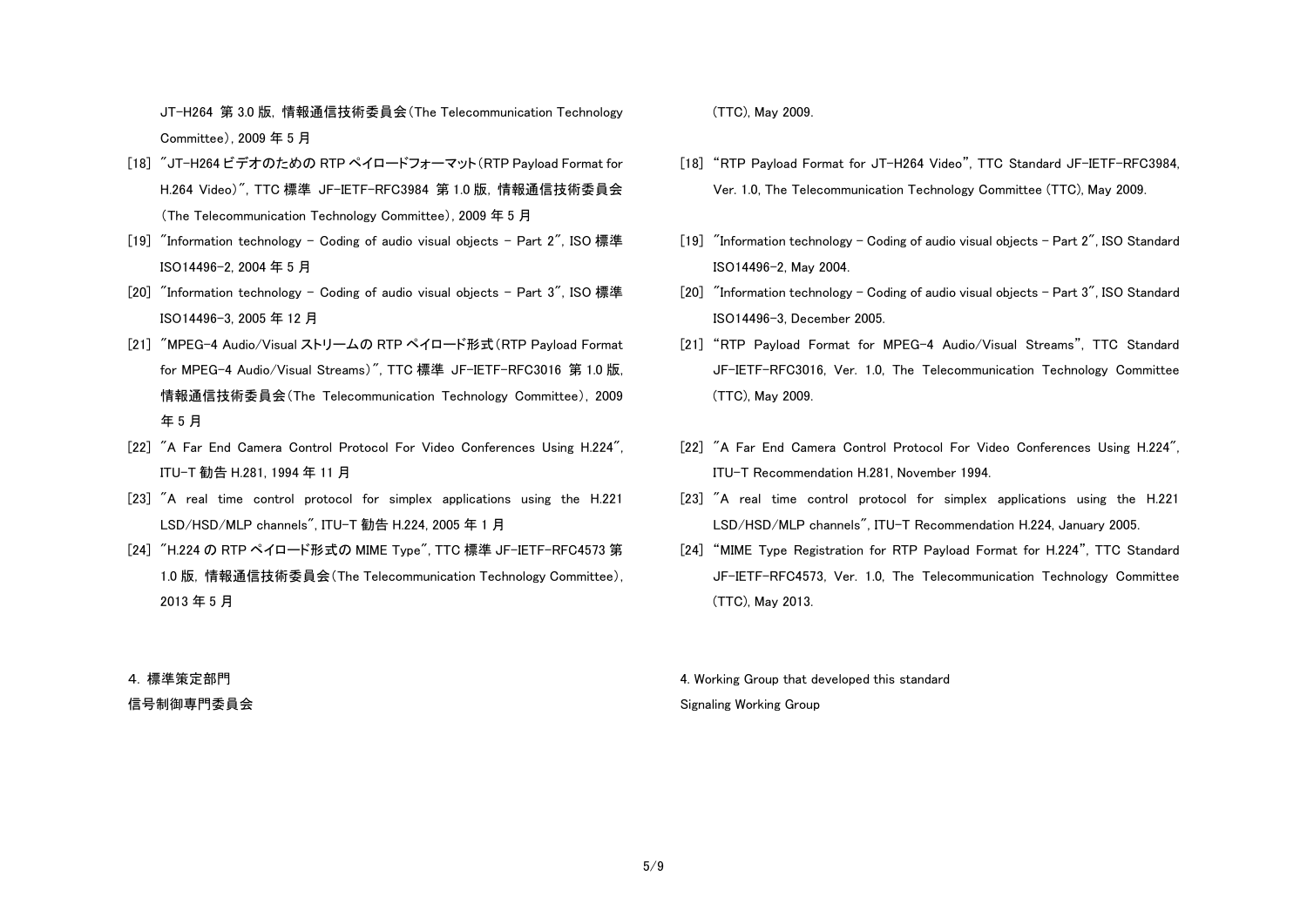JT-H264 第 3.0 版, 情報通信技術委員会(The Telecommunication Technology Committee), 2009 年 5 月

[18] "JT-H264 ビデオのための RTP ペイロードフォーマット(RTP Payload Format for H.264 Video)", TTC 標準 JF-IETF-RFC3984 第 1.0 版, 情報通信技術委員会(The Telecommunication Technology Committee), 2009 年 5 月

[19] "Information technology – Coding of audio visual objects – Part 2", ISO 標準 ISO14496-2, 2004 年 5 月

[20] "Information technology – Coding of audio visual objects – Part 3", ISO 標準 ISO14496-3, 2005 年 12 月

[21] "MPEG-4 Audio/Visual ストリームの RTP ペイロード形式(RTP Payload Format for MPEG-4 Audio/Visual Streams)", TTC 標準 JF-IETF-RFC3016 第 1.0 版, 情報通信技術委員会(The Telecommunication Technology Committee), 2009 年 5 月

[22] "A Far End Camera Control Protocol For Video Conferences Using H.224", ITU-T 勧告 H.281, 1994 年 11 月

[23] "A real time control protocol for simplex applications using the H.221 LSD/HSD/MLP channels", ITU-T 勧告 H.224, 2005 年 1 月

[24] "H.224 の RTP ペイロード形式の MIME Type", TTC 標準 JF-IETF-RFC4573 第 1.0 版, 情報通信技術委員会(The Telecommunication Technology Committee), 2013 年 5 月

4. 標準策定部門

信号制御専門委員会

(TTC), May 2009.

[18] "RTP Payload Format for JT-H264 Video", TTC Standard JF-IETF-RFC3984, Ver. 1.0, The Telecommunication Technology Committee (TTC), May 2009.

[19] "Information technology – Coding of audio visual objects – Part 2", ISO Standard ISO14496-2, May 2004.

[20] "Information technology – Coding of audio visual objects – Part 3", ISO Standard ISO14496-3, December 2005.

[21] "RTP Payload Format for MPEG-4 Audio/Visual Streams", TTC Standard JF-IETF-RFC3016, Ver. 1.0, The Telecommunication Technology Committee (TTC), May 2009.

[22] "A Far End Camera Control Protocol For Video Conferences Using H.224", ITU-T Recommendation H.281, November 1994.

[23] "A real time control protocol for simplex applications using the H.221 LSD/HSD/MLP channels", ITU-T Recommendation H.224, January 2005.

[24] "MIME Type Registration for RTP Payload Format for H.224", TTC Standard JF-IETF-RFC4573, Ver. 1.0, The Telecommunication Technology Committee (TTC), May 2013.

4. Working Group that developed this standard

Signaling Working Group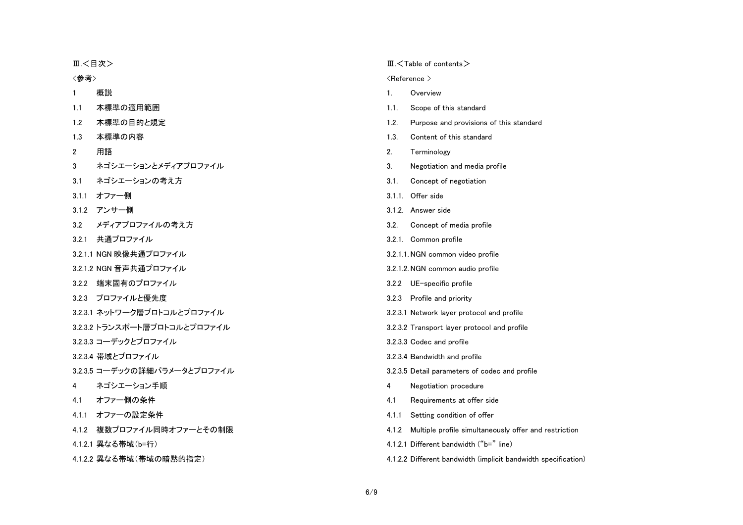Ⅲ.＜目次＞

<参考>

1　概説

1.1　本標準の適用範囲

1.2　本標準の目的と規定

1.3　本標準の内容

2　用語

3　ネゴシエーションとメディアプロファイル

3.1　ネゴシエーションの考え方

3.1.1　オファー側

3.1.2　アンサー側

3.2　メディアプロファイルの考え方

3.2.1　共通プロファイル

3.2.1.1 NGN 映像共通プロファイル

3.2.1.2 NGN 音声共通プロファイル

3.2.2　端末固有のプロファイル

3.2.3　プロファイルと優先度

3.2.3.1 ネットワーク層プロトコルとプロファイル

3.2.3.2 トランスポート層プロトコルとプロファイル

3.2.3.3 コーデックとプロファイル

3.2.3.4 帯域とプロファイル

3.2.3.5 コーデックの詳細パラメータとプロファイル

4　ネゴシエーション手順

4.1　オファー側の条件

4.1.1　オファーの設定条件

4.1.2　複数プロファイル同時オファーとその制限

4.1.2.1 異なる帯域（b=行）

4.1.2.2 異なる帯域（帯域の暗黙的指定）

Ⅲ.＜Table of contents＞

<Reference >

1.　Overview

1.1.　Scope of this standard

1.2.　Purpose and provisions of this standard

1.3.　Content of this standard

2.　Terminology

3.　Negotiation and media profile

3.1.　Concept of negotiation

3.1.1.　Offer side

3.1.2.　Answer side

3.2.　Concept of media profile

3.2.1.　Common profile

3.2.1.1. NGN common video profile

3.2.1.2. NGN common audio profile

3.2.2　UE-specific profile

3.2.3　Profile and priority

3.2.3.1 Network layer protocol and profile

3.2.3.2 Transport layer protocol and profile

3.2.3.3 Codec and profile

3.2.3.4 Bandwidth and profile

3.2.3.5 Detail parameters of codec and profile

4　Negotiation procedure

4.1　Requirements at offer side

4.1.1　Setting condition of offer

4.1.2　Multiple profile simultaneously offer and restriction

4.1.2.1 Different bandwidth (“b=” line)

4.1.2.2 Different bandwidth (implicit bandwidth specification)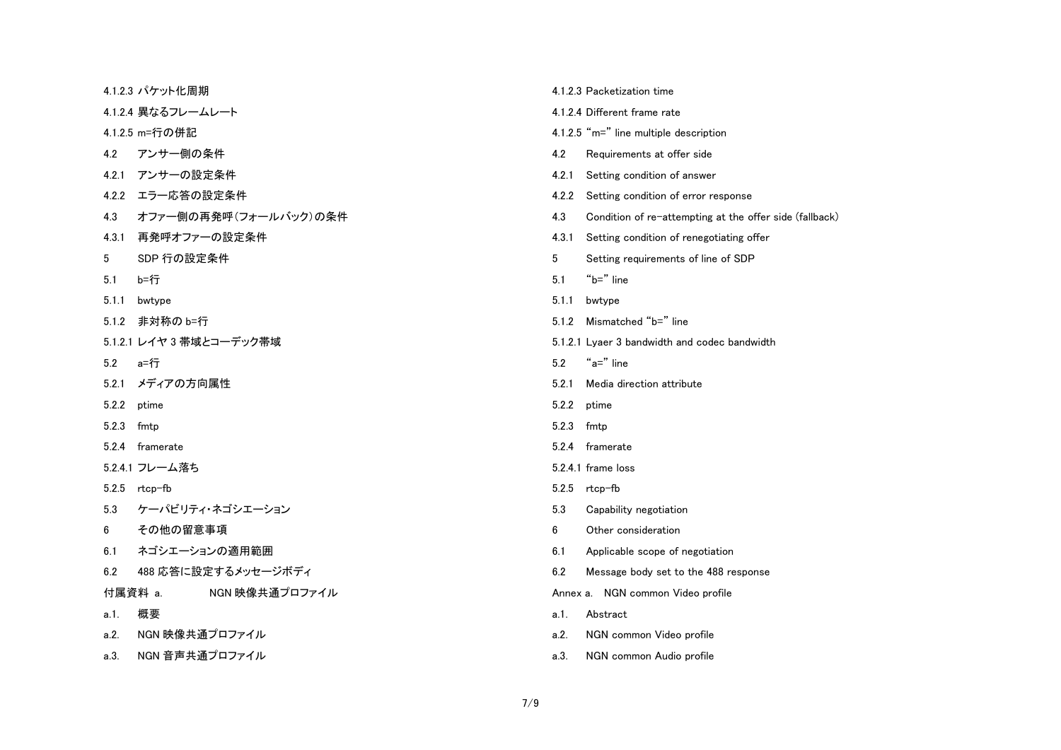| | |
|---|---|
| 4.1.2.3 パケット化周期 | 4.1.2.3 Packetization time |
| 4.1.2.4 異なるフレームレート | 4.1.2.4 Different frame rate |
| 4.1.2.5 m=行の併記 | 4.1.2.5 “m=” line multiple description |
| 4.2　アンサー側の条件 | 4.2　Requirements at offer side |
| 4.2.1　アンサーの設定条件 | 4.2.1　Setting condition of answer |
| 4.2.2　エラー応答の設定条件 | 4.2.2　Setting condition of error response |
| 4.3　オファー側の再発呼（フォールバック）の条件 | 4.3　Condition of re-attempting at the offer side (fallback) |
| 4.3.1　再発呼オファーの設定条件 | 4.3.1　Setting condition of renegotiating offer |
| 5　SDP 行の設定条件 | 5　Setting requirements of line of SDP |
| 5.1　b=行 | 5.1　“b=” line |
| 5.1.1　bwtype | 5.1.1　bwtype |
| 5.1.2　非対称の b=行 | 5.1.2　Mismatched “b=” line |
| 5.1.2.1 レイヤ 3 帯域とコーデック帯域 | 5.1.2.1 Lyaer 3 bandwidth and codec bandwidth |
| 5.2　a=行 | 5.2　“a=” line |
| 5.2.1　メディアの方向属性 | 5.2.1　Media direction attribute |
| 5.2.2　ptime | 5.2.2　ptime |
| 5.2.3　fmtp | 5.2.3　fmtp |
| 5.2.4　framerate | 5.2.4　framerate |
| 5.2.4.1 フレーム落ち | 5.2.4.1 frame loss |
| 5.2.5　rtcp-fb | 5.2.5　rtcp-fb |
| 5.3　ケーパビリティ・ネゴシエーション | 5.3　Capability negotiation |
| 6　その他の留意事項 | 6　Other consideration |
| 6.1　ネゴシエーションの適用範囲 | 6.1　Applicable scope of negotiation |
| 6.2　488 応答に設定するメッセージボディ | 6.2　Message body set to the 488 response |
| 付属資料 a.　NGN 映像共通プロファイル | Annex a.　NGN common Video profile |
| a.1.　概要 | a.1.　Abstract |
| a.2.　NGN 映像共通プロファイル | a.2.　NGN common Video profile |
| a.3.　NGN 音声共通プロファイル | a.3.　NGN common Audio profile |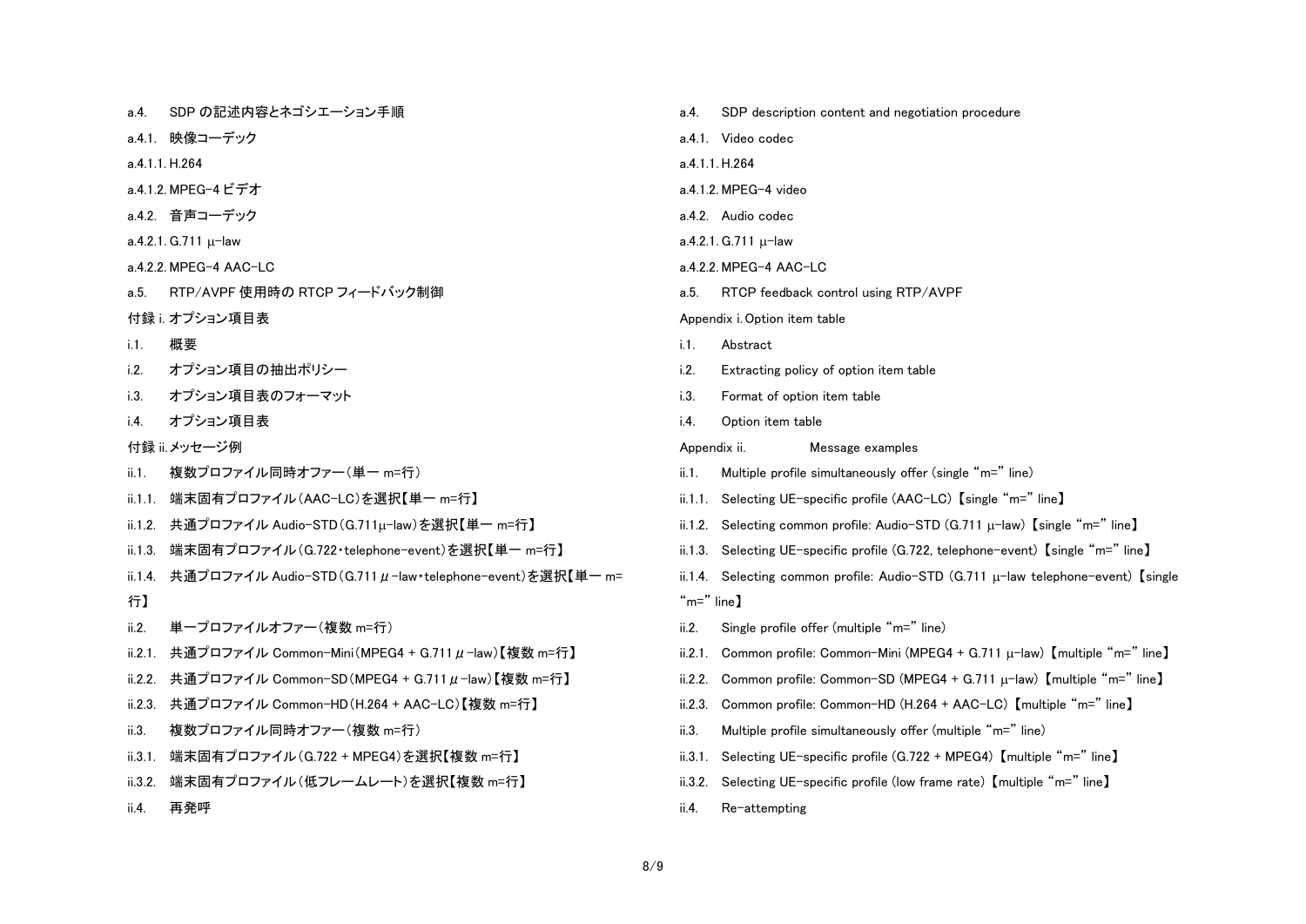a.4.　SDP の記述内容とネゴシエーション手順

a.4.1.　映像コーデック

a.4.1.1. H.264

a.4.1.2. MPEG-4 ビデオ

a.4.2.　音声コーデック

a.4.2.1. G.711 μ-law

a.4.2.2. MPEG-4 AAC-LC

a.5.　RTP/AVPF 使用時の RTCP フィードバック制御

付録 i. オプション項目表

i.1.　概要

i.2.　オプション項目の抽出ポリシー

i.3.　オプション項目表のフォーマット

i.4.　オプション項目表

付録 ii. メッセージ例

ii.1.　複数プロファイル同時オファー（単一 m=行）

ii.1.1.　端末固有プロファイル（AAC-LC）を選択【単一 m=行】

ii.1.2.　共通プロファイル Audio-STD（G.711μ-law）を選択【単一 m=行】

ii.1.3.　端末固有プロファイル（G.722・telephone-event）を選択【単一 m=行】

ii.1.4.　共通プロファイル Audio-STD（G.711 μ-law・telephone-event）を選択【単一 m=行】

ii.2.　単一プロファイルオファー（複数 m=行）

ii.2.1.　共通プロファイル Common-Mini（MPEG4 + G.711 μ-law）【複数 m=行】

ii.2.2.　共通プロファイル Common-SD（MPEG4 + G.711 μ-law）【複数 m=行】

ii.2.3.　共通プロファイル Common-HD（H.264 + AAC-LC）【複数 m=行】

ii.3.　複数プロファイル同時オファー（複数 m=行）

ii.3.1.　端末固有プロファイル（G.722 + MPEG4）を選択【複数 m=行】

ii.3.2.　端末固有プロファイル（低フレームレート）を選択【複数 m=行】

ii.4.　再発呼

a.4.　SDP description content and negotiation procedure

a.4.1.　Video codec

a.4.1.1. H.264

a.4.1.2. MPEG-4 video

a.4.2.　Audio codec

a.4.2.1. G.711 μ-law

a.4.2.2. MPEG-4 AAC-LC

a.5.　RTCP feedback control using RTP/AVPF

Appendix i. Option item table

i.1.　Abstract

i.2.　Extracting policy of option item table

i.3.　Format of option item table

i.4.　Option item table

Appendix ii.　Message examples

ii.1.　Multiple profile simultaneously offer (single “m=” line)

ii.1.1.　Selecting UE-specific profile (AAC-LC) 【single “m=” line】

ii.1.2.　Selecting common profile: Audio-STD (G.711 μ-law) 【single “m=” line】

ii.1.3.　Selecting UE-specific profile (G.722, telephone-event) 【single “m=” line】

ii.1.4.　Selecting common profile: Audio-STD (G.711 μ-law telephone-event) 【single “m=” line】

ii.2.　Single profile offer (multiple “m=” line)

ii.2.1.　Common profile: Common-Mini (MPEG4 + G.711 μ-law) 【multiple “m=” line】

ii.2.2.　Common profile: Common-SD (MPEG4 + G.711 μ-law) 【multiple “m=” line】

ii.2.3.　Common profile: Common-HD (H.264 + AAC-LC) 【multiple “m=” line】

ii.3.　Multiple profile simultaneously offer (multiple “m=” line)

ii.3.1.　Selecting UE-specific profile (G.722 + MPEG4) 【multiple “m=” line】

ii.3.2.　Selecting UE-specific profile (low frame rate) 【multiple “m=” line】

ii.4.　Re-attempting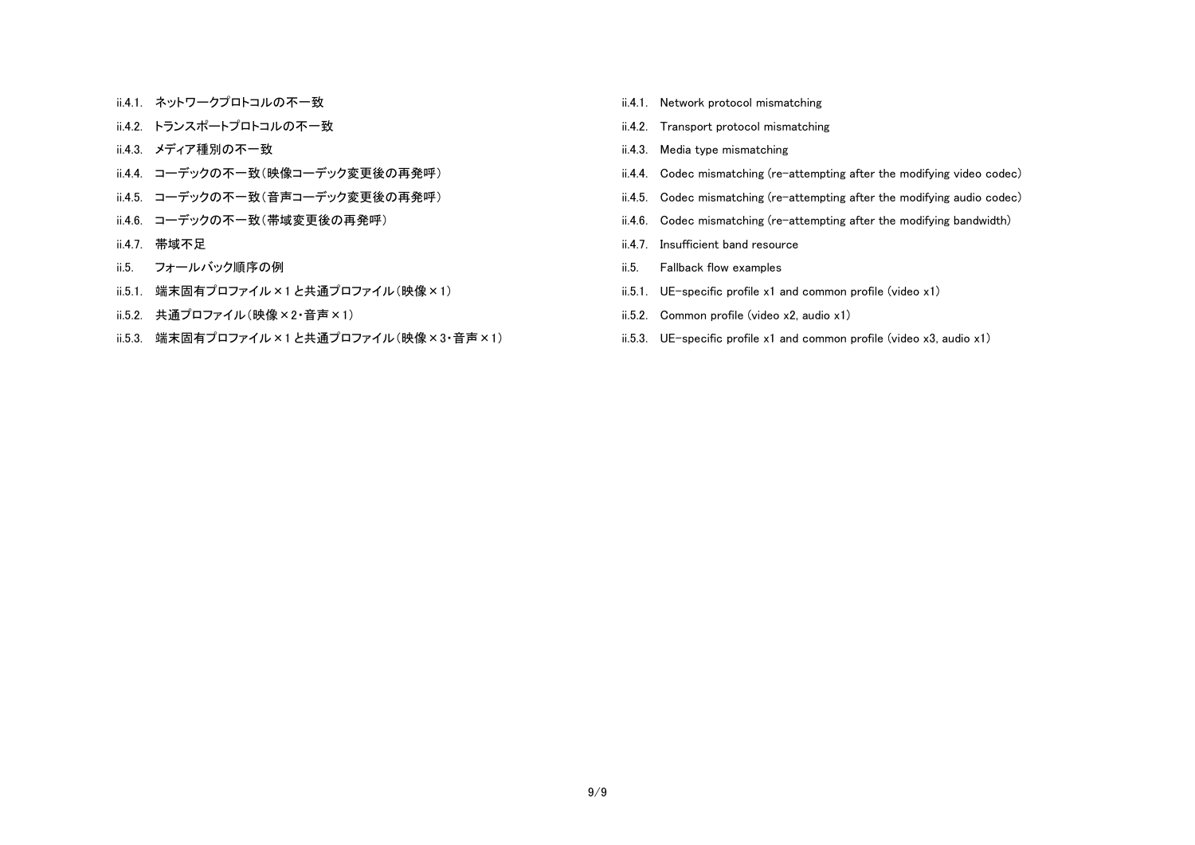ii.4.1.　ネットワークプロトコルの不一致

ii.4.2.　トランスポートプロトコルの不一致

ii.4.3.　メディア種別の不一致

ii.4.4.　コーデックの不一致（映像コーデック変更後の再発呼）

ii.4.5.　コーデックの不一致（音声コーデック変更後の再発呼）

ii.4.6.　コーデックの不一致（帯域変更後の再発呼）

ii.4.7.　帯域不足

ii.5.　フォールバック順序の例

ii.5.1.　端末固有プロファイル×1と共通プロファイル（映像×1）

ii.5.2.　共通プロファイル（映像×2・音声×1）

ii.5.3.　端末固有プロファイル×1と共通プロファイル（映像×3・音声×1）

ii.4.1. Network protocol mismatching

ii.4.2. Transport protocol mismatching

ii.4.3. Media type mismatching

ii.4.4. Codec mismatching (re-attempting after the modifying video codec)

ii.4.5. Codec mismatching (re-attempting after the modifying audio codec)

ii.4.6. Codec mismatching (re-attempting after the modifying bandwidth)

ii.4.7. Insufficient band resource

ii.5. Fallback flow examples

ii.5.1. UE-specific profile x1 and common profile (video x1)

ii.5.2. Common profile (video x2, audio x1)

ii.5.3. UE-specific profile x1 and common profile (video x3, audio x1)